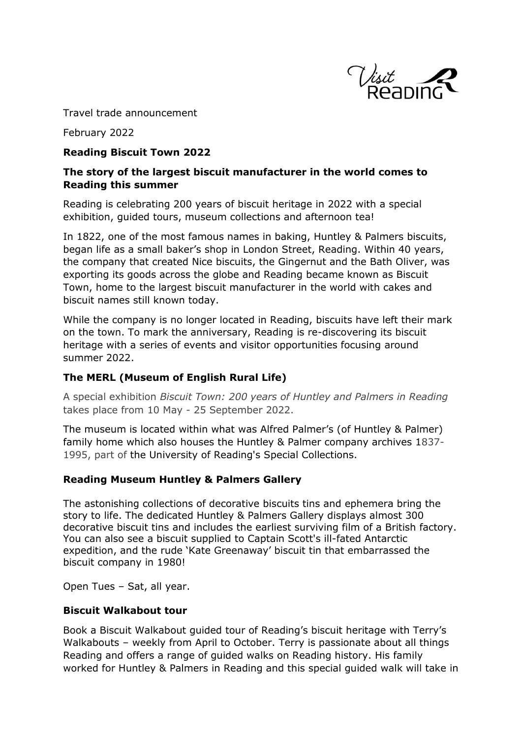Travel trade announcement

February 2022

**Reading Biscuit Town 2022**

**The story of the largest biscuit manufacturer in the world comes to Reading this summer**

Reading is celebrating 200 years of biscuit heritage in 2022 with a special exhibition, guided tours, museum collections and afternoon tea!

In 1822, one of the most famous names in baking, Huntley & Palmers biscuits, began life as a small baker's shop in London Street, Reading. Within 40 years, the company that created Nice biscuits, the Gingernut and the Bath Oliver, was exporting its goods across the globe and Reading became known as Biscuit Town, home to the largest biscuit manufacturer in the world with cakes and biscuit names still known today.

While the company is no longer located in Reading, biscuits have left their mark on the town. To mark the anniversary, Reading is re-discovering its biscuit heritage with a series of events and visitor opportunities focusing around summer 2022.

## The MERL (Museum of English Rural Life)

A special exhibition *Biscuit Town: 200 years of Huntley and Palmers in Reading* takes place from 10 May - 25 September 2022.

The museum is located within what was Alfred Palmer's (of Huntley & Palmer) family home which also houses the Huntley & Palmer company archives 1837-1995, part of the University of Reading's Special Collections.

## Reading Museum Huntley & Palmers Gallery

The astonishing collections of decorative biscuits tins and ephemera bring the story to life. The dedicated Huntley & Palmers Gallery displays almost 300 decorative biscuit tins and includes the earliest surviving film of a British factory. You can also see a biscuit supplied to Captain Scott's ill-fated Antarctic expedition, and the rude 'Kate Greenaway' biscuit tin that embarrassed the biscuit company in 1980!

Open Tues – Sat, all year.

## Biscuit Walkabout tour

Book a Biscuit Walkabout guided tour of Reading's biscuit heritage with Terry's Walkabouts – weekly from April to October. Terry is passionate about all things Reading and offers a range of guided walks on Reading history. His family worked for Huntley & Palmers in Reading and this special guided walk will take in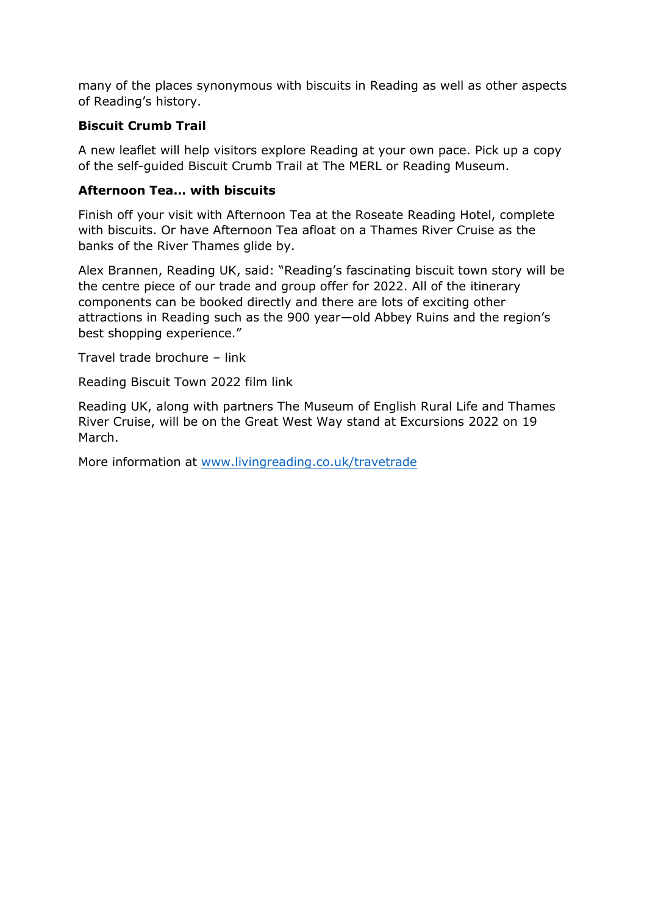many of the places synonymous with biscuits in Reading as well as other aspects of Reading's history.

**Biscuit Crumb Trail**

A new leaflet will help visitors explore Reading at your own pace. Pick up a copy of the self-guided Biscuit Crumb Trail at The MERL or Reading Museum.

**Afternoon Tea… with biscuits**

Finish off your visit with Afternoon Tea at the Roseate Reading Hotel, complete with biscuits. Or have Afternoon Tea afloat on a Thames River Cruise as the banks of the River Thames glide by.

Alex Brannen, Reading UK, said: "Reading's fascinating biscuit town story will be the centre piece of our trade and group offer for 2022. All of the itinerary components can be booked directly and there are lots of exciting other attractions in Reading such as the 900 year—old Abbey Ruins and the region's best shopping experience."

Travel trade brochure – link

Reading Biscuit Town 2022 film link

Reading UK, along with partners The Museum of English Rural Life and Thames River Cruise, will be on the Great West Way stand at Excursions 2022 on 19 March.

More information at [www.livingreading.co.uk/travetrade](www.livingreading.co.uk/travetrade)